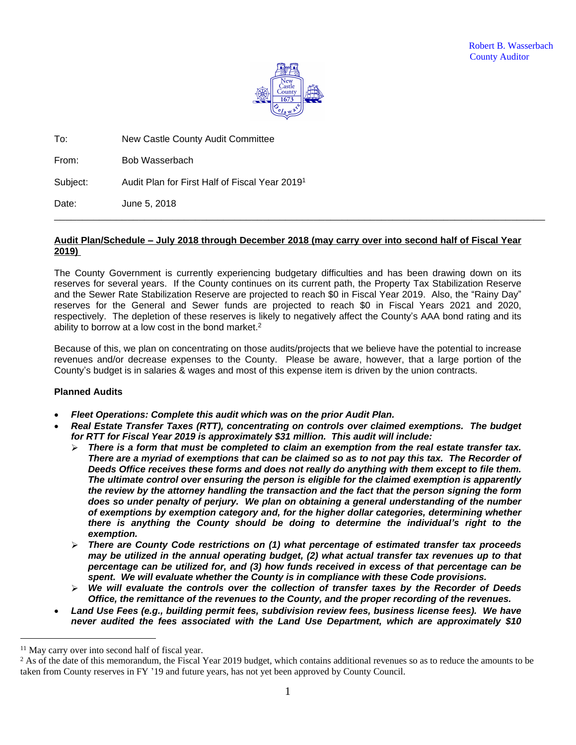Robert B. Wasserbach
County Auditor

To: New Castle County Audit Committee

From: Bob Wasserbach

Subject: Audit Plan for First Half of Fiscal Year 2019[1]

Date: June 5, 2018

---

**Audit Plan/Schedule – July 2018 through December 2018 (may carry over into second half of Fiscal Year 2019)**

The County Government is currently experiencing budgetary difficulties and has been drawing down on its reserves for several years. If the County continues on its current path, the Property Tax Stabilization Reserve and the Sewer Rate Stabilization Reserve are projected to reach $0 in Fiscal Year 2019. Also, the "Rainy Day" reserves for the General and Sewer funds are projected to reach $0 in Fiscal Years 2021 and 2020, respectively. The depletion of these reserves is likely to negatively affect the County's AAA bond rating and its ability to borrow at a low cost in the bond market.[2]

Because of this, we plan on concentrating on those audits/projects that we believe have the potential to increase revenues and/or decrease expenses to the County. Please be aware, however, that a large portion of the County's budget is in salaries & wages and most of this expense item is driven by the union contracts.

**Planned Audits**

- ***Fleet Operations: Complete this audit which was on the prior Audit Plan.***
- ***Real Estate Transfer Taxes (RTT), concentrating on controls over claimed exemptions. The budget for RTT for Fiscal Year 2019 is approximately $31 million. This audit will include:***
  - ***There is a form that must be completed to claim an exemption from the real estate transfer tax. There are a myriad of exemptions that can be claimed so as to not pay this tax. The Recorder of Deeds Office receives these forms and does not really do anything with them except to file them. The ultimate control over ensuring the person is eligible for the claimed exemption is apparently the review by the attorney handling the transaction and the fact that the person signing the form does so under penalty of perjury. We plan on obtaining a general understanding of the number of exemptions by exemption category and, for the higher dollar categories, determining whether there is anything the County should be doing to determine the individual's right to the exemption.***
  - ***There are County Code restrictions on (1) what percentage of estimated transfer tax proceeds may be utilized in the annual operating budget, (2) what actual transfer tax revenues up to that percentage can be utilized for, and (3) how funds received in excess of that percentage can be spent. We will evaluate whether the County is in compliance with these Code provisions.***
  - ***We will evaluate the controls over the collection of transfer taxes by the Recorder of Deeds Office, the remittance of the revenues to the County, and the proper recording of the revenues.***
- ***Land Use Fees (e.g., building permit fees, subdivision review fees, business license fees). We have never audited the fees associated with the Land Use Department, which are approximately $10***

---

[1] May carry over into second half of fiscal year.

[2] As of the date of this memorandum, the Fiscal Year 2019 budget, which contains additional revenues so as to reduce the amounts to be taken from County reserves in FY '19 and future years, has not yet been approved by County Council.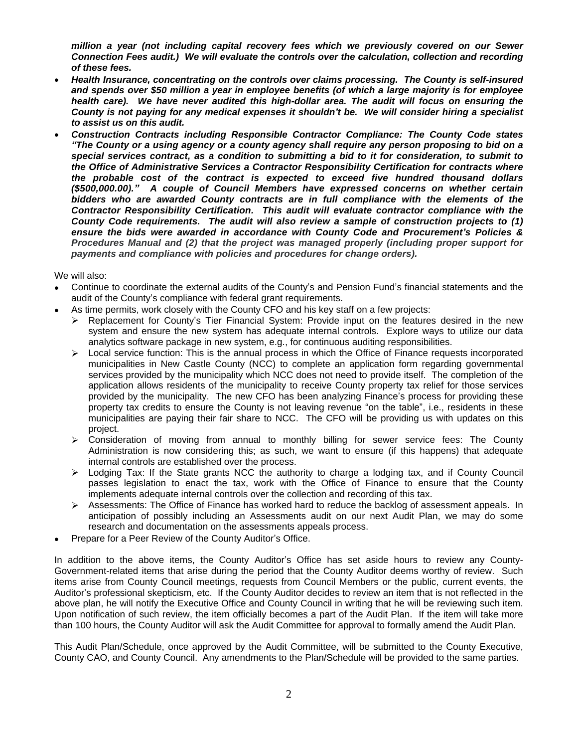***million a year (not including capital recovery fees which we previously covered on our Sewer Connection Fees audit.) We will evaluate the controls over the calculation, collection and recording of these fees.***

- ***Health Insurance, concentrating on the controls over claims processing. The County is self-insured and spends over $50 million a year in employee benefits (of which a large majority is for employee health care). We have never audited this high-dollar area. The audit will focus on ensuring the County is not paying for any medical expenses it shouldn't be. We will consider hiring a specialist to assist us on this audit.***
- ***Construction Contracts including Responsible Contractor Compliance: The County Code states "The County or a using agency or a county agency shall require any person proposing to bid on a special services contract, as a condition to submitting a bid to it for consideration, to submit to the Office of Administrative Services a Contractor Responsibility Certification for contracts where the probable cost of the contract is expected to exceed five hundred thousand dollars ($500,000.00)." A couple of Council Members have expressed concerns on whether certain bidders who are awarded County contracts are in full compliance with the elements of the Contractor Responsibility Certification. This audit will evaluate contractor compliance with the County Code requirements. The audit will also review a sample of construction projects to (1) ensure the bids were awarded in accordance with County Code and Procurement's Policies & Procedures Manual and (2) that the project was managed properly (including proper support for payments and compliance with policies and procedures for change orders).***

We will also:

- Continue to coordinate the external audits of the County's and Pension Fund's financial statements and the audit of the County's compliance with federal grant requirements.
- As time permits, work closely with the County CFO and his key staff on a few projects:
  - Replacement for County's Tier Financial System: Provide input on the features desired in the new system and ensure the new system has adequate internal controls. Explore ways to utilize our data analytics software package in new system, e.g., for continuous auditing responsibilities.
  - Local service function: This is the annual process in which the Office of Finance requests incorporated municipalities in New Castle County (NCC) to complete an application form regarding governmental services provided by the municipality which NCC does not need to provide itself. The completion of the application allows residents of the municipality to receive County property tax relief for those services provided by the municipality. The new CFO has been analyzing Finance's process for providing these property tax credits to ensure the County is not leaving revenue "on the table", i.e., residents in these municipalities are paying their fair share to NCC. The CFO will be providing us with updates on this project.
  - Consideration of moving from annual to monthly billing for sewer service fees: The County Administration is now considering this; as such, we want to ensure (if this happens) that adequate internal controls are established over the process.
  - Lodging Tax: If the State grants NCC the authority to charge a lodging tax, and if County Council passes legislation to enact the tax, work with the Office of Finance to ensure that the County implements adequate internal controls over the collection and recording of this tax.
  - Assessments: The Office of Finance has worked hard to reduce the backlog of assessment appeals. In anticipation of possibly including an Assessments audit on our next Audit Plan, we may do some research and documentation on the assessments appeals process.
- Prepare for a Peer Review of the County Auditor's Office.

In addition to the above items, the County Auditor's Office has set aside hours to review any County-Government-related items that arise during the period that the County Auditor deems worthy of review. Such items arise from County Council meetings, requests from Council Members or the public, current events, the Auditor's professional skepticism, etc. If the County Auditor decides to review an item that is not reflected in the above plan, he will notify the Executive Office and County Council in writing that he will be reviewing such item. Upon notification of such review, the item officially becomes a part of the Audit Plan. If the item will take more than 100 hours, the County Auditor will ask the Audit Committee for approval to formally amend the Audit Plan.

This Audit Plan/Schedule, once approved by the Audit Committee, will be submitted to the County Executive, County CAO, and County Council. Any amendments to the Plan/Schedule will be provided to the same parties.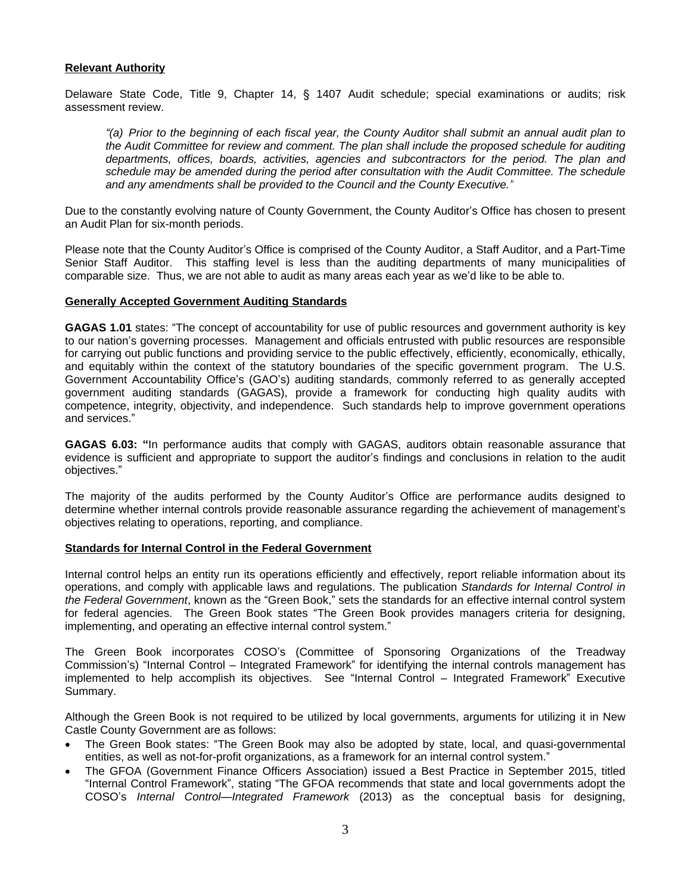**Relevant Authority**

Delaware State Code, Title 9, Chapter 14, § 1407 Audit schedule; special examinations or audits; risk assessment review.

> *"(a) Prior to the beginning of each fiscal year, the County Auditor shall submit an annual audit plan to the Audit Committee for review and comment. The plan shall include the proposed schedule for auditing departments, offices, boards, activities, agencies and subcontractors for the period. The plan and schedule may be amended during the period after consultation with the Audit Committee. The schedule and any amendments shall be provided to the Council and the County Executive."*

Due to the constantly evolving nature of County Government, the County Auditor's Office has chosen to present an Audit Plan for six-month periods.

Please note that the County Auditor's Office is comprised of the County Auditor, a Staff Auditor, and a Part-Time Senior Staff Auditor. This staffing level is less than the auditing departments of many municipalities of comparable size. Thus, we are not able to audit as many areas each year as we'd like to be able to.

**Generally Accepted Government Auditing Standards**

**GAGAS 1.01** states: "The concept of accountability for use of public resources and government authority is key to our nation's governing processes. Management and officials entrusted with public resources are responsible for carrying out public functions and providing service to the public effectively, efficiently, economically, ethically, and equitably within the context of the statutory boundaries of the specific government program. The U.S. Government Accountability Office's (GAO's) auditing standards, commonly referred to as generally accepted government auditing standards (GAGAS), provide a framework for conducting high quality audits with competence, integrity, objectivity, and independence. Such standards help to improve government operations and services."

**GAGAS 6.03: "**In performance audits that comply with GAGAS, auditors obtain reasonable assurance that evidence is sufficient and appropriate to support the auditor's findings and conclusions in relation to the audit objectives."

The majority of the audits performed by the County Auditor's Office are performance audits designed to determine whether internal controls provide reasonable assurance regarding the achievement of management's objectives relating to operations, reporting, and compliance.

**Standards for Internal Control in the Federal Government**

Internal control helps an entity run its operations efficiently and effectively, report reliable information about its operations, and comply with applicable laws and regulations. The publication *Standards for Internal Control in the Federal Government*, known as the "Green Book," sets the standards for an effective internal control system for federal agencies. The Green Book states "The Green Book provides managers criteria for designing, implementing, and operating an effective internal control system."

The Green Book incorporates COSO's (Committee of Sponsoring Organizations of the Treadway Commission's) "Internal Control – Integrated Framework" for identifying the internal controls management has implemented to help accomplish its objectives. See "Internal Control – Integrated Framework" Executive Summary.

Although the Green Book is not required to be utilized by local governments, arguments for utilizing it in New Castle County Government are as follows:

- The Green Book states: "The Green Book may also be adopted by state, local, and quasi-governmental entities, as well as not-for-profit organizations, as a framework for an internal control system."
- The GFOA (Government Finance Officers Association) issued a Best Practice in September 2015, titled "Internal Control Framework", stating "The GFOA recommends that state and local governments adopt the COSO's *Internal Control—Integrated Framework* (2013) as the conceptual basis for designing,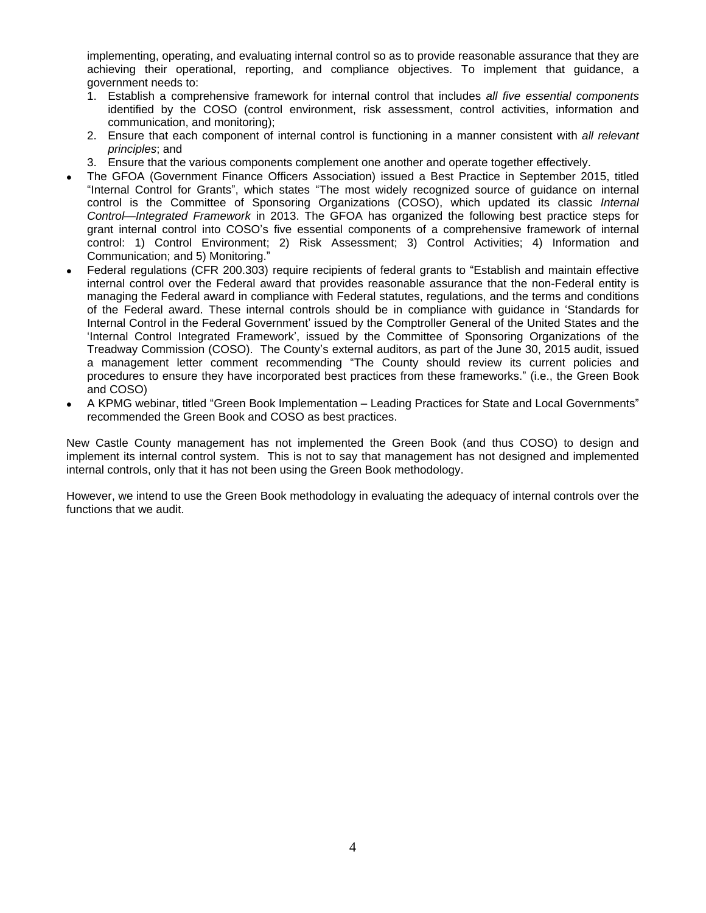implementing, operating, and evaluating internal control so as to provide reasonable assurance that they are achieving their operational, reporting, and compliance objectives. To implement that guidance, a government needs to:

1. Establish a comprehensive framework for internal control that includes *all five essential components* identified by the COSO (control environment, risk assessment, control activities, information and communication, and monitoring);
2. Ensure that each component of internal control is functioning in a manner consistent with *all relevant principles*; and
3. Ensure that the various components complement one another and operate together effectively.

- The GFOA (Government Finance Officers Association) issued a Best Practice in September 2015, titled "Internal Control for Grants", which states "The most widely recognized source of guidance on internal control is the Committee of Sponsoring Organizations (COSO), which updated its classic *Internal Control—Integrated Framework* in 2013. The GFOA has organized the following best practice steps for grant internal control into COSO's five essential components of a comprehensive framework of internal control: 1) Control Environment; 2) Risk Assessment; 3) Control Activities; 4) Information and Communication; and 5) Monitoring."
- Federal regulations (CFR 200.303) require recipients of federal grants to "Establish and maintain effective internal control over the Federal award that provides reasonable assurance that the non-Federal entity is managing the Federal award in compliance with Federal statutes, regulations, and the terms and conditions of the Federal award. These internal controls should be in compliance with guidance in 'Standards for Internal Control in the Federal Government' issued by the Comptroller General of the United States and the 'Internal Control Integrated Framework', issued by the Committee of Sponsoring Organizations of the Treadway Commission (COSO). The County's external auditors, as part of the June 30, 2015 audit, issued a management letter comment recommending "The County should review its current policies and procedures to ensure they have incorporated best practices from these frameworks." (i.e., the Green Book and COSO)
- A KPMG webinar, titled "Green Book Implementation – Leading Practices for State and Local Governments" recommended the Green Book and COSO as best practices.

New Castle County management has not implemented the Green Book (and thus COSO) to design and implement its internal control system. This is not to say that management has not designed and implemented internal controls, only that it has not been using the Green Book methodology.

However, we intend to use the Green Book methodology in evaluating the adequacy of internal controls over the functions that we audit.